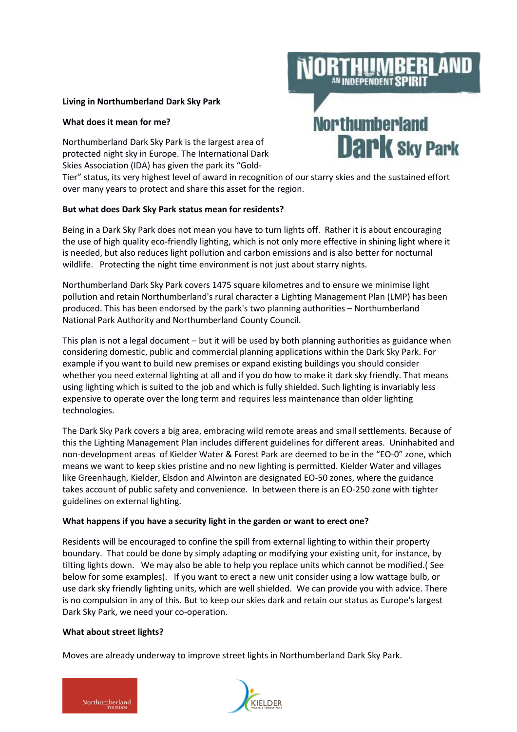**Living in Northumberland Dark Sky Park**

**What does it mean for me?**

Northumberland Dark Sky Park is the largest area of protected night sky in Europe. The International Dark Skies Association (IDA) has given the park its "Gold-Tier" status, its very highest level of award in recognition of our starry skies and the sustained effort over many years to protect and share this asset for the region.

**But what does Dark Sky Park status mean for residents?**

Being in a Dark Sky Park does not mean you have to turn lights off. Rather it is about encouraging the use of high quality eco-friendly lighting, which is not only more effective in shining light where it is needed, but also reduces light pollution and carbon emissions and is also better for nocturnal wildlife. Protecting the night time environment is not just about starry nights.

Northumberland Dark Sky Park covers 1475 square kilometres and to ensure we minimise light pollution and retain Northumberland's rural character a Lighting Management Plan (LMP) has been produced. This has been endorsed by the park's two planning authorities – Northumberland National Park Authority and Northumberland County Council.

This plan is not a legal document – but it will be used by both planning authorities as guidance when considering domestic, public and commercial planning applications within the Dark Sky Park. For example if you want to build new premises or expand existing buildings you should consider whether you need external lighting at all and if you do how to make it dark sky friendly. That means using lighting which is suited to the job and which is fully shielded. Such lighting is invariably less expensive to operate over the long term and requires less maintenance than older lighting technologies.

The Dark Sky Park covers a big area, embracing wild remote areas and small settlements. Because of this the Lighting Management Plan includes different guidelines for different areas. Uninhabited and non-development areas of Kielder Water & Forest Park are deemed to be in the "EO-0" zone, which means we want to keep skies pristine and no new lighting is permitted. Kielder Water and villages like Greenhaugh, Kielder, Elsdon and Alwinton are designated EO-50 zones, where the guidance takes account of public safety and convenience. In between there is an EO-250 zone with tighter guidelines on external lighting.

**What happens if you have a security light in the garden or want to erect one?**

Residents will be encouraged to confine the spill from external lighting to within their property boundary. That could be done by simply adapting or modifying your existing unit, for instance, by tilting lights down. We may also be able to help you replace units which cannot be modified.( See below for some examples). If you want to erect a new unit consider using a low wattage bulb, or use dark sky friendly lighting units, which are well shielded. We can provide you with advice. There is no compulsion in any of this. But to keep our skies dark and retain our status as Europe's largest Dark Sky Park, we need your co-operation.

**What about street lights?**

Moves are already underway to improve street lights in Northumberland Dark Sky Park.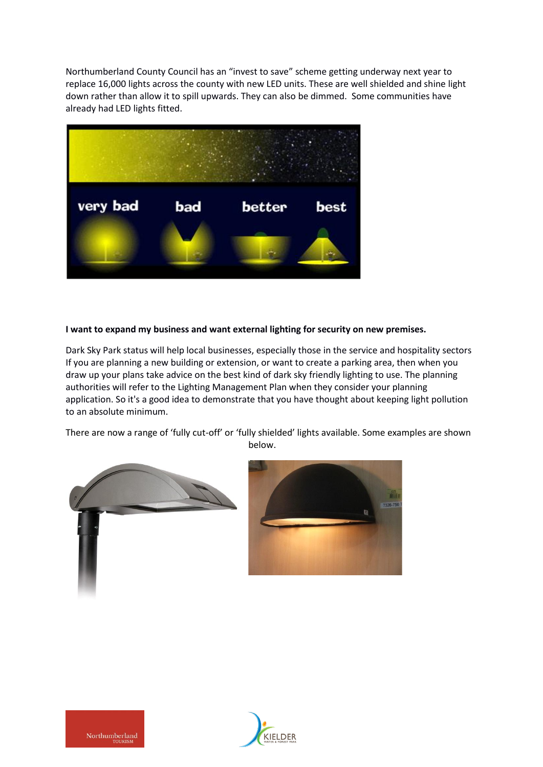Northumberland County Council has an "invest to save" scheme getting underway next year to replace 16,000 lights across the county with new LED units. These are well shielded and shine light down rather than allow it to spill upwards. They can also be dimmed. Some communities have already had LED lights fitted.

**I want to expand my business and want external lighting for security on new premises.**

Dark Sky Park status will help local businesses, especially those in the service and hospitality sectors If you are planning a new building or extension, or want to create a parking area, then when you draw up your plans take advice on the best kind of dark sky friendly lighting to use. The planning authorities will refer to the Lighting Management Plan when they consider your planning application. So it's a good idea to demonstrate that you have thought about keeping light pollution to an absolute minimum.

There are now a range of 'fully cut-off' or 'fully shielded' lights available. Some examples are shown below.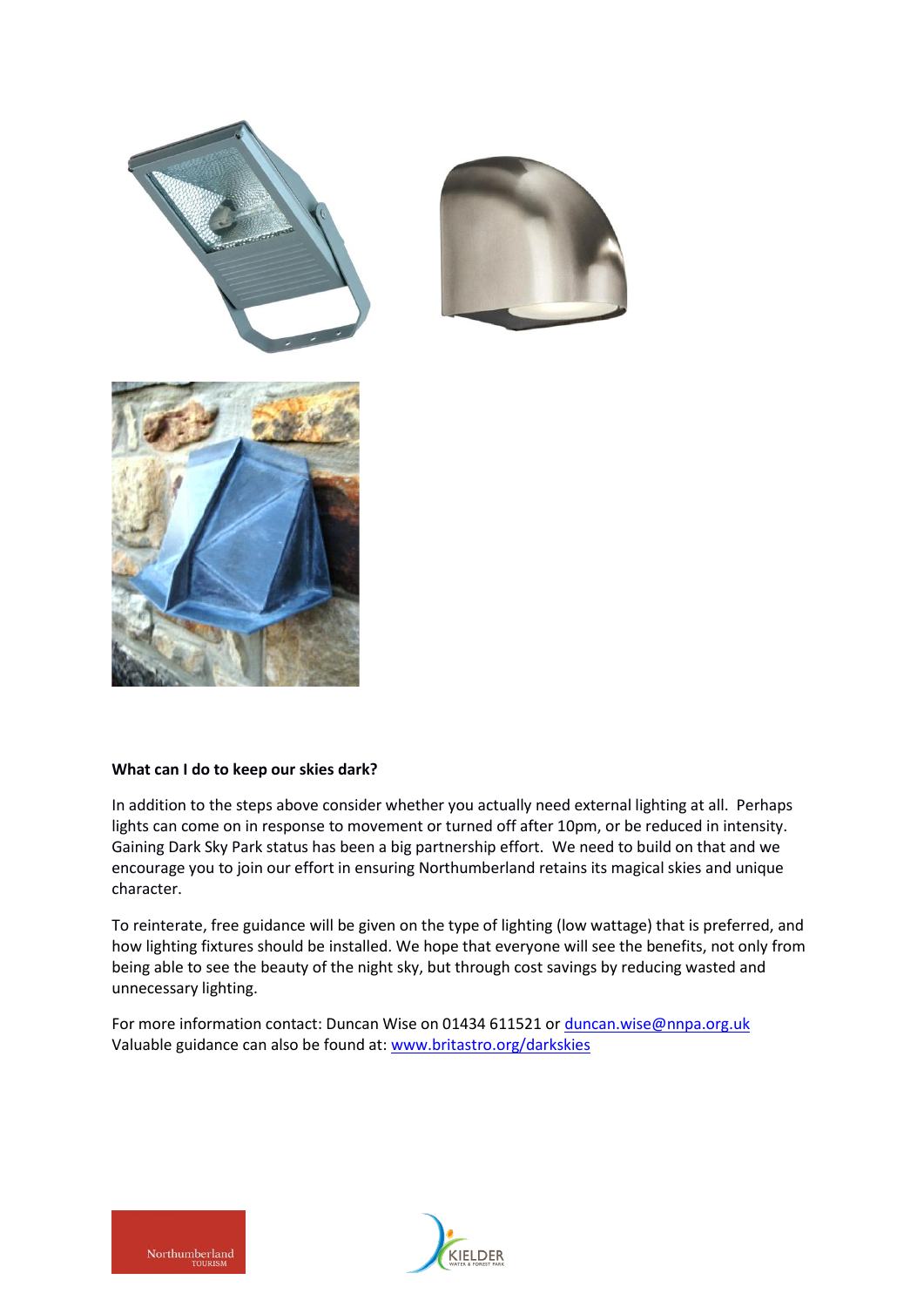**What can I do to keep our skies dark?**

In addition to the steps above consider whether you actually need external lighting at all. Perhaps lights can come on in response to movement or turned off after 10pm, or be reduced in intensity. Gaining Dark Sky Park status has been a big partnership effort. We need to build on that and we encourage you to join our effort in ensuring Northumberland retains its magical skies and unique character.

To reinterate, free guidance will be given on the type of lighting (low wattage) that is preferred, and how lighting fixtures should be installed. We hope that everyone will see the benefits, not only from being able to see the beauty of the night sky, but through cost savings by reducing wasted and unnecessary lighting.

For more information contact: Duncan Wise on 01434 611521 or duncan.wise@nnpa.org.uk
Valuable guidance can also be found at: www.britastro.org/darkskies